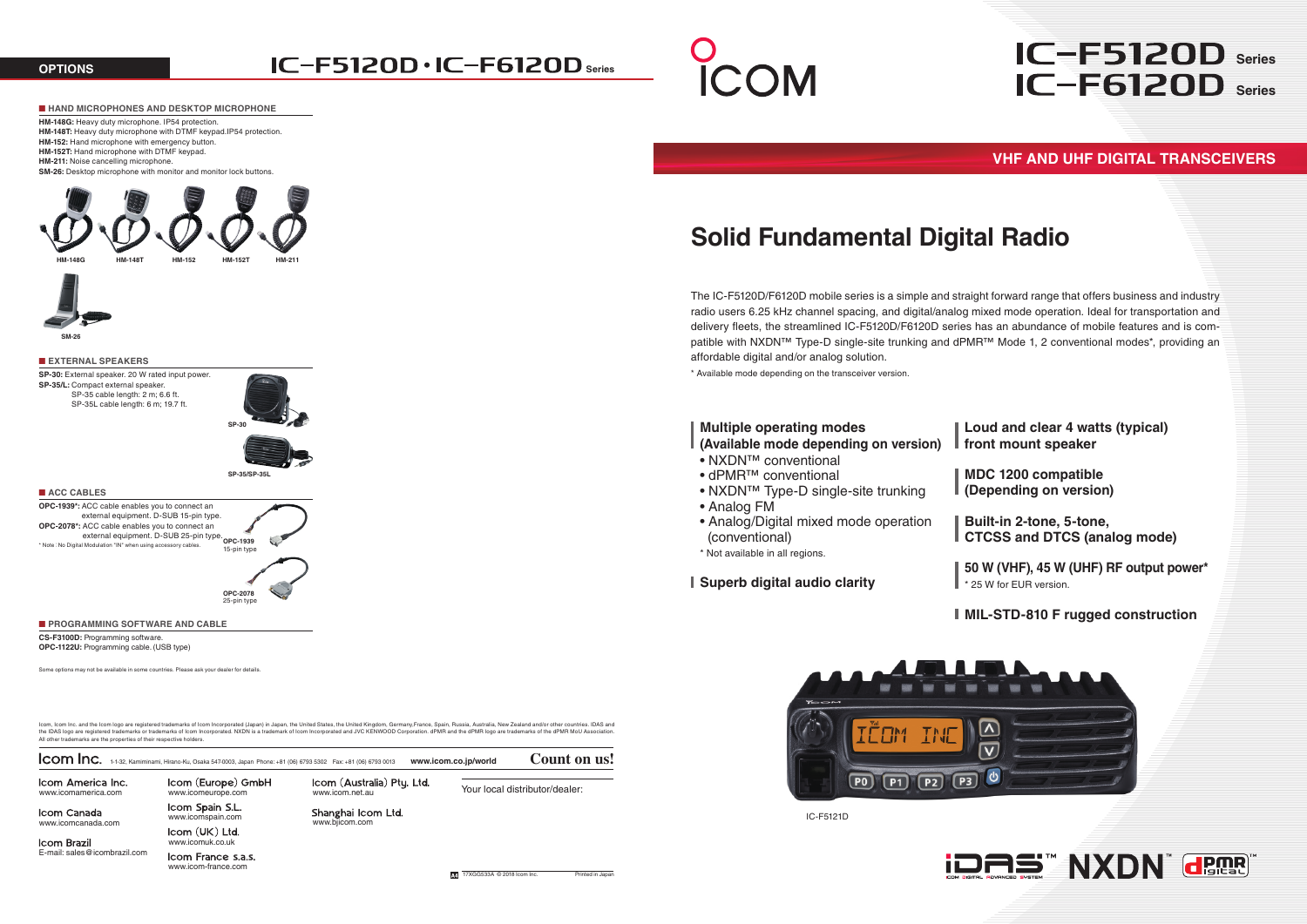# IC-F5120D Series
# IC-F6120D Series

## VHF AND UHF DIGITAL TRANSCEIVERS

# Solid Fundamental Digital Radio

The IC-F5120D/F6120D mobile series is a simple and straight forward range that offers business and industry radio users 6.25 kHz channel spacing, and digital/analog mixed mode operation. Ideal for transportation and delivery fleets, the streamlined IC-F5120D/F6120D series has an abundance of mobile features and is compatible with NXDN™ Type-D single-site trunking and dPMR™ Mode 1, 2 conventional modes*, providing an affordable digital and/or analog solution.

\* Available mode depending on the transceiver version.

### Multiple operating modes (Available mode depending on version)

- NXDN™ conventional
- dPMR™ conventional
- NXDN™ Type-D single-site trunking
- Analog FM
- Analog/Digital mixed mode operation (conventional)

\* Not available in all regions.

### Superb digital audio clarity

### Loud and clear 4 watts (typical) front mount speaker

### MDC 1200 compatible (Depending on version)

### Built-in 2-tone, 5-tone, CTCSS and DTCS (analog mode)

### 50 W (VHF), 45 W (UHF) RF output power*

\* 25 W for EUR version.

### MIL-STD-810 F rugged construction

IC-F5121D

## OPTIONS

### HAND MICROPHONES AND DESKTOP MICROPHONE

**HM-148G:** Heavy duty microphone. IP54 protection.
**HM-148T:** Heavy duty microphone with DTMF keypad.IP54 protection.
**HM-152:** Hand microphone with emergency button.
**HM-152T:** Hand microphone with DTMF keypad.
**HM-211:** Noise cancelling microphone.
**SM-26:** Desktop microphone with monitor and monitor lock buttons.

HM-148G HM-148T HM-152 HM-152T HM-211

SM-26

### EXTERNAL SPEAKERS

**SP-30:** External speaker. 20 W rated input power.
**SP-35/L:** Compact external speaker.
SP-35 cable length: 2 m; 6.6 ft.
SP-35L cable length: 6 m; 19.7 ft.

SP-30

SP-35/SP-35L

### ACC CABLES

**OPC-1939\*:** ACC cable enables you to connect an external equipment. D-SUB 15-pin type.
**OPC-2078\*:** ACC cable enables you to connect an external equipment. D-SUB 25-pin type.
\* Note : No Digital Modulation "IN" when using accessory cables.

OPC-1939 15-pin type

OPC-2078 25-pin type

### PROGRAMMING SOFTWARE AND CABLE

**CS-F3100D:** Programming software.
**OPC-1122U:** Programming cable. (USB type)

Some options may not be available in some countries. Please ask your dealer for details.

Icom, Icom Inc. and the Icom logo are registered trademarks of Icom Incorporated (Japan) in Japan, the United States, the United Kingdom, Germany,France, Spain, Russia, Australia, New Zealand and/or other countries. IDAS and the IDAS logo are registered trademarks or trademarks of Icom Incorporated. NXDN is a trademark of Icom Incorporated and JVC KENWOOD Corporation. dPMR and the dPMR logo are trademarks of the dPMR MoU Association. All other trademarks are the properties of their respective holders.

**Icom Inc.** 1-1-32, Kamiminami, Hirano-Ku, Osaka 547-0003, Japan Phone: +81 (06) 6793 5302 Fax: +81 (06) 6793 0013 **www.icom.co.jp/world** **Count on us!**

Icom America Inc. www.icomamerica.com
Icom Canada www.icomcanada.com
Icom Brazil E-mail: sales@icombrazil.com
Icom (Europe) GmbH www.icomeurope.com
Icom Spain S.L. www.icomspain.com
Icom (UK) Ltd. www.icomuk.co.uk
Icom France s.a.s. www.icom-france.com
Icom (Australia) Pty. Ltd. www.icom.net.au
Shanghai Icom Ltd. www.bjicom.com

Your local distributor/dealer:

17XGD533A © 2018 Icom Inc. Printed in Japan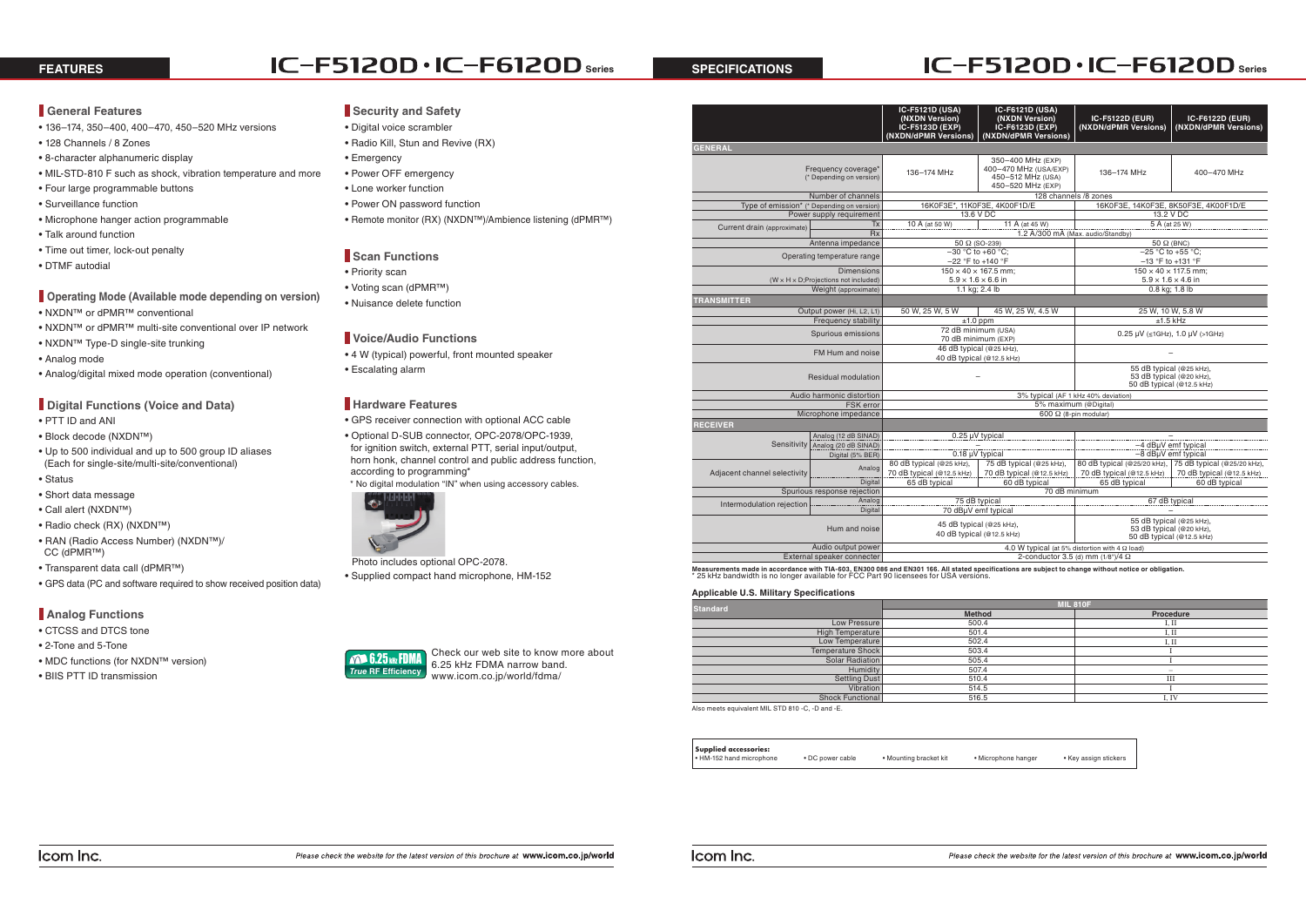# IC-F5120D • IC-F6120D Series

## FEATURES

### General Features

- 136–174, 350–400, 400–470, 450–520 MHz versions
- 128 Channels / 8 Zones
- 8-character alphanumeric display
- MIL-STD-810 F such as shock, vibration temperature and more
- Four large programmable buttons
- Surveillance function
- Microphone hanger action programmable
- Talk around function
- Time out timer, lock-out penalty
- DTMF autodial

### Operating Mode (Available mode depending on version)

- NXDN™ or dPMR™ conventional
- NXDN™ or dPMR™ multi-site conventional over IP network
- NXDN™ Type-D single-site trunking
- Analog mode
- Analog/digital mixed mode operation (conventional)

### Digital Functions (Voice and Data)

- PTT ID and ANI
- Block decode (NXDN™)
- Up to 500 individual and up to 500 group ID aliases (Each for single-site/multi-site/conventional)
- Status
- Short data message
- Call alert (NXDN™)
- Radio check (RX) (NXDN™)
- RAN (Radio Access Number) (NXDN™)/ CC (dPMR™)
- Transparent data call (dPMR™)
- GPS data (PC and software required to show received position data)

### Analog Functions

- CTCSS and DTCS tone
- 2-Tone and 5-Tone
- MDC functions (for NXDN™ version)
- BIIS PTT ID transmission

### Security and Safety

- Digital voice scrambler
- Radio Kill, Stun and Revive (RX)
- Emergency
- Power OFF emergency
- Lone worker function
- Power ON password function
- Remote monitor (RX) (NXDN™)/Ambience listening (dPMR™)

### Scan Functions

- Priority scan
- Voting scan (dPMR™)
- Nuisance delete function

### Voice/Audio Functions

- 4 W (typical) powerful, front mounted speaker
- Escalating alarm

### Hardware Features

- GPS receiver connection with optional ACC cable
- Optional D-SUB connector, OPC-2078/OPC-1939, for ignition switch, external PTT, serial input/output, horn honk, channel control and public address function, according to programming*
  - \* No digital modulation "IN" when using accessory cables.

Photo includes optional OPC-2078.

- Supplied compact hand microphone, HM-152

6.25 kHz FDMA True RF Efficiency

Check our web site to know more about 6.25 kHz FDMA narrow band. www.icom.co.jp/world/fdma/

## SPECIFICATIONS

| | | IC-F5121D (USA) (NXDN Version) IC-F5123D (EXP) (NXDN/dPMR Versions) | IC-F6121D (USA) (NXDN Version) IC-F6123D (EXP) (NXDN/dPMR Versions) | IC-F5122D (EUR) (NXDN/dPMR Versions) | IC-F6122D (EUR) (NXDN/dPMR Versions) |
|---|---|---|---|---|---|
| **GENERAL** | | | | | |
| Frequency coverage* (* Depending on version) | | 136–174 MHz | 350–400 MHz (EXP) 400–470 MHz (USA/EXP) 450–512 MHz (USA) 450–520 MHz (EXP) | 136–174 MHz | 400–470 MHz |
| Number of channels | | 128 channels /8 zones | | | |
| Type of emission* (* Depending on version) | | 16K0F3E*, 11K0F3E, 4K00F1D/E | | 16K0F3E, 14K0F3E, 8K50F3E, 4K00F1D/E | |
| Power supply requirement | | 13.6 V DC | | 13.2 V DC | |
| Current drain (approximate) | Tx | 10 A (at 50 W) | 11 A (at 45 W) | 5 A (at 25 W) | |
| | Rx | 1.2 A/300 mA (Max. audio/Standby) | | | |
| Antenna impedance | | 50 Ω (SO-239) | | 50 Ω (BNC) | |
| Operating temperature range | | −30 °C to +60 °C; −22 °F to +140 °F | | −25 °C to +55 °C; −13 °F to +131 °F | |
| Dimensions (W × H × D;Projections not included) | | 150 × 40 × 167.5 mm; 5.9 × 1.6 × 6.6 in | | 150 × 40 × 117.5 mm; 5.9 × 1.6 × 4.6 in | |
| Weight (approximate) | | 1.1 kg; 2.4 lb | | 0.8 kg; 1.8 lb | |
| **TRANSMITTER** | | | | | |
| Output power (Hi, L2, L1) | | 50 W, 25 W, 5 W | 45 W, 25 W, 4.5 W | 25 W, 10 W, 5.8 W | |
| Frequency stability | | ±1.0 ppm | | ±1.5 kHz | |
| Spurious emissions | | 72 dB minimum (USA) 70 dB minimum (EXP) | | 0.25 μV (≤1GHz), 1.0 μV (>1GHz) | |
| FM Hum and noise | | 46 dB typical (@25 kHz), 40 dB typical (@12.5 kHz) | | – | |
| Residual modulation | | – | | 55 dB typical (@25 kHz), 53 dB typical (@20 kHz), 50 dB typical (@12.5 kHz) | |
| Audio harmonic distortion | | 3% typical (AF 1 kHz 40% deviation) | | | |
| FSK error | | 5% maximum (@Digital) | | | |
| Microphone impedance | | 600 Ω (8-pin modular) | | | |
| **RECEIVER** | | | | | |
| Sensitivity | Analog (12 dB SINAD) | 0.25 μV typical | | – | |
| | Analog (20 dB SINAD) | – | | −4 dBμV emf typical | |
| | Digital (5% BER) | 0.18 μV typical | | −8 dBμV emf typical | |
| Adjacent channel selectivity | Analog | 80 dB typical (@25 kHz), 70 dB typical (@12.5 kHz) | 75 dB typical (@25 kHz), 70 dB typical (@12.5 kHz) | 80 dB typical (@25/20 kHz), 70 dB typical (@12.5 kHz) | 75 dB typical (@25/20 kHz), 70 dB typical (@12.5 kHz) |
| | Digital | 65 dB typical | 60 dB typical | 65 dB typical | 60 dB typical |
| Spurious response rejection | | 70 dB minimum | | | |
| Intermodulation rejection | Analog | 75 dB typical | | 67 dB typical | |
| | Digital | 70 dBμV emf typical | | – | |
| Hum and noise | | 45 dB typical (@25 kHz), 40 dB typical (@12.5 kHz) | | 55 dB typical (@25 kHz), 53 dB typical (@20 kHz), 50 dB typical (@12.5 kHz) | |
| Audio output power | | 4.0 W typical (at 5% distortion with 4 Ω load) | | | |
| External speaker connecter | | 2-conductor 3.5 (d) mm (1/8")/4 Ω | | | |

**Measurements made in accordance with TIA-603, EN300 086 and EN301 166. All stated specifications are subject to change without notice or obligation.**
\* 25 kHz bandwidth is no longer available for FCC Part 90 licensees for USA versions.

### Applicable U.S. Military Specifications

| Standard | MIL 810F | |
|---|---|---|
| | Method | Procedure |
| Low Pressure | 500.4 | I, II |
| High Temperature | 501.4 | I, II |
| Low Temperature | 502.4 | I, II |
| Temperature Shock | 503.4 | I |
| Solar Radiation | 505.4 | I |
| Humidity | 507.4 | – |
| Settling Dust | 510.4 | III |
| Vibration | 514.5 | I |
| Shock Functional | 516.5 | I, IV |

Also meets equivalent MIL STD 810 -C, -D and -E.

**Supplied accessories:**
- HM-152 hand microphone
- DC power cable
- Mounting bracket kit
- Microphone hanger
- Key assign stickers

Icom Inc.

*Please check the website for the latest version of this brochure at* **www.icom.co.jp/world**